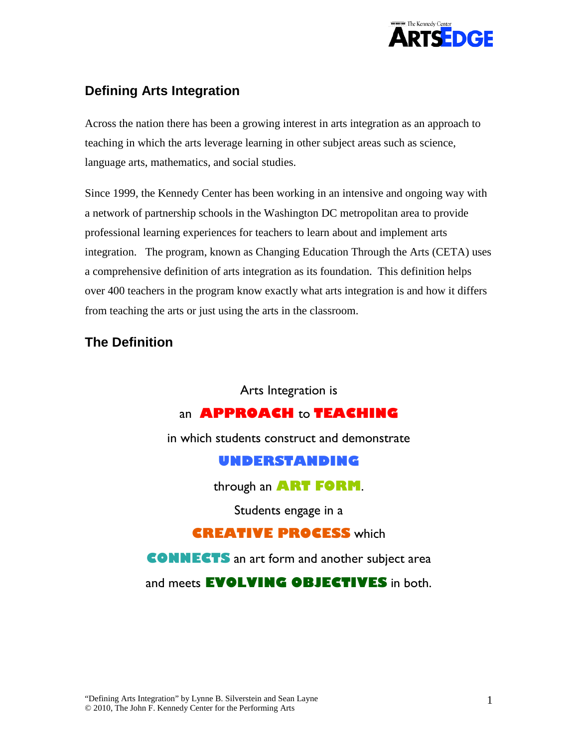## Defining Arts Integration

Across the nation there has been a growing interest in arts integration as an approach to teaching in which the arts leverage learning in other subject areas such as science, language arts, mathematics, and social studies.

Since 1999, the Kennedy Center has been working in an intensive and ongoing way with a network of partnership schools in the Washington DC metropolitan area to provide professional learning experiences for teachers to learn about and implement arts integration. The program, known as Changing Education Through the Arts (CETA) uses a comprehensive definition of arts integration as its foundation. This definition helps over 400 teachers in the program know exactly what arts integration is and how it differs from teaching the arts or just using the arts in the classroom.

## The Definition

Arts Integration is
an **APPROACH** to **TEACHING**
in which students construct and demonstrate
**UNDERSTANDING**
through an **ART FORM**.
Students engage in a
**CREATIVE PROCESS** which
**CONNECTS** an art form and another subject area
and meets **EVOLVING OBJECTIVES** in both.

"Defining Arts Integration" by Lynne B. Silverstein and Sean Layne
© 2010, The John F. Kennedy Center for the Performing Arts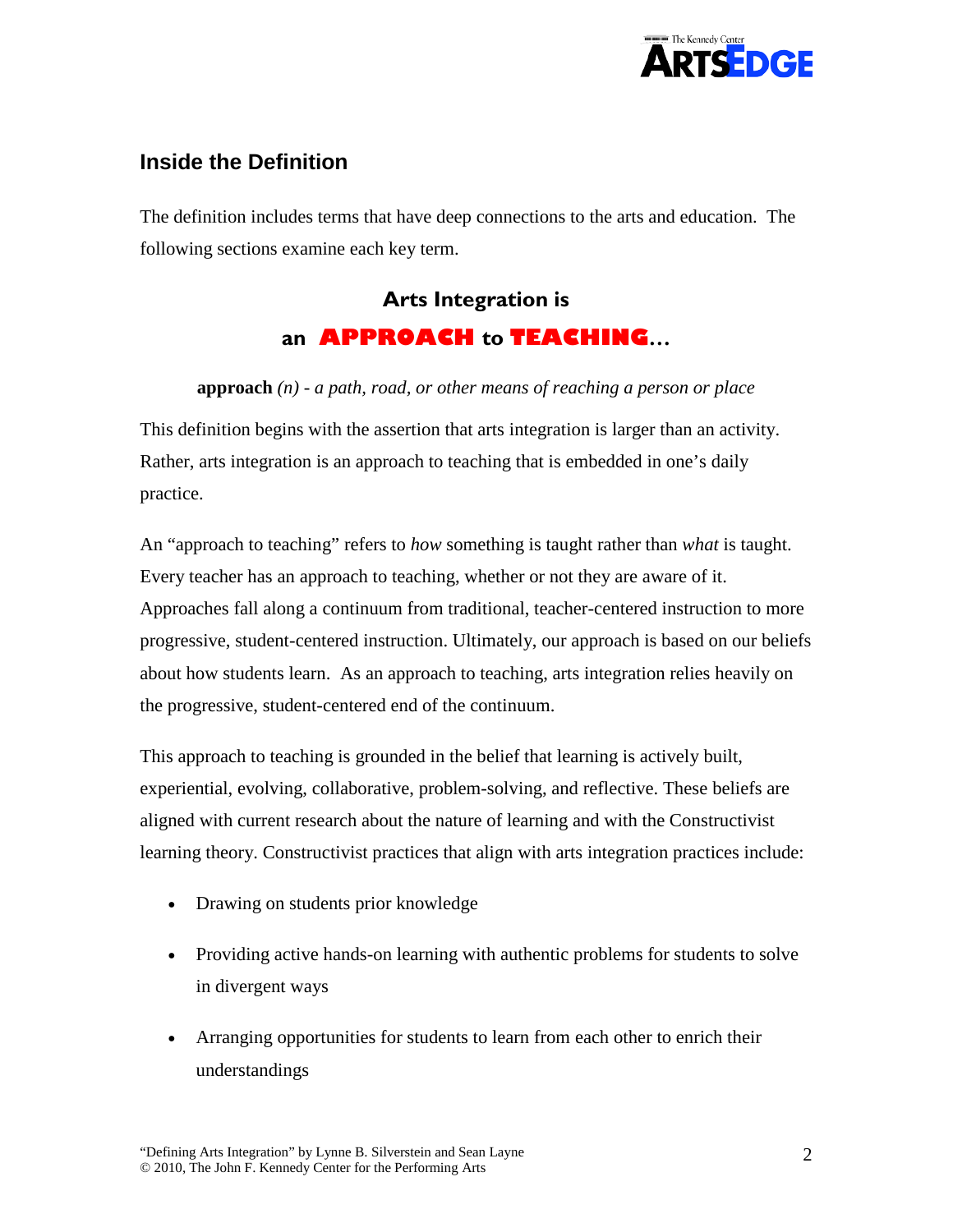## Inside the Definition

The definition includes terms that have deep connections to the arts and education. The following sections examine each key term.

### Arts Integration is
### an **APPROACH** to **TEACHING**…

**approach** *(n) - a path, road, or other means of reaching a person or place*

This definition begins with the assertion that arts integration is larger than an activity. Rather, arts integration is an approach to teaching that is embedded in one's daily practice.

An "approach to teaching" refers to *how* something is taught rather than *what* is taught. Every teacher has an approach to teaching, whether or not they are aware of it. Approaches fall along a continuum from traditional, teacher-centered instruction to more progressive, student-centered instruction. Ultimately, our approach is based on our beliefs about how students learn. As an approach to teaching, arts integration relies heavily on the progressive, student-centered end of the continuum.

This approach to teaching is grounded in the belief that learning is actively built, experiential, evolving, collaborative, problem-solving, and reflective. These beliefs are aligned with current research about the nature of learning and with the Constructivist learning theory. Constructivist practices that align with arts integration practices include:

- Drawing on students prior knowledge
- Providing active hands-on learning with authentic problems for students to solve in divergent ways
- Arranging opportunities for students to learn from each other to enrich their understandings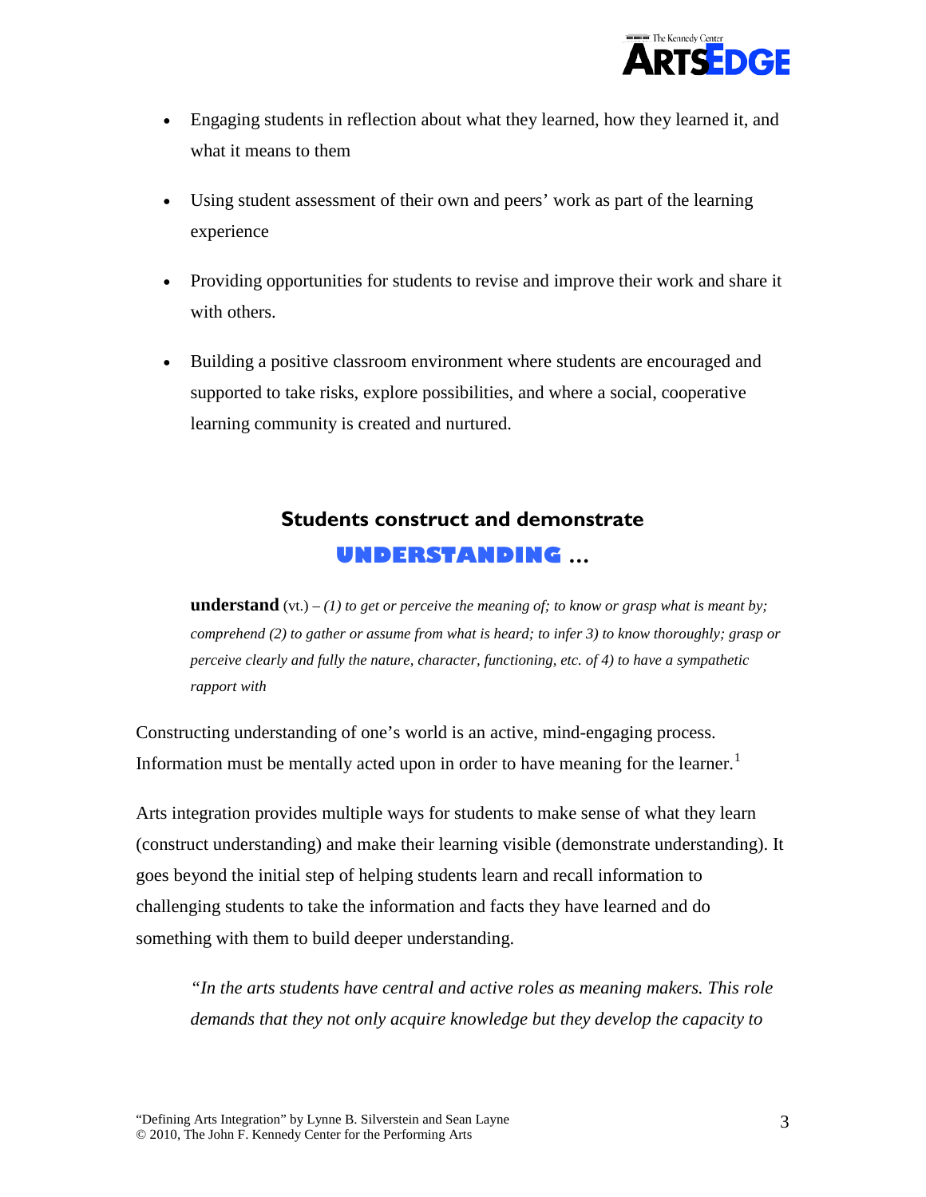- Engaging students in reflection about what they learned, how they learned it, and what it means to them
- Using student assessment of their own and peers' work as part of the learning experience
- Providing opportunities for students to revise and improve their work and share it with others.
- Building a positive classroom environment where students are encouraged and supported to take risks, explore possibilities, and where a social, cooperative learning community is created and nurtured.

## Students construct and demonstrate UNDERSTANDING …

**understand** (vt.) – *(1) to get or perceive the meaning of; to know or grasp what is meant by; comprehend (2) to gather or assume from what is heard; to infer 3) to know thoroughly; grasp or perceive clearly and fully the nature, character, functioning, etc. of 4) to have a sympathetic rapport with*

Constructing understanding of one's world is an active, mind-engaging process. Information must be mentally acted upon in order to have meaning for the learner.[1]

Arts integration provides multiple ways for students to make sense of what they learn (construct understanding) and make their learning visible (demonstrate understanding). It goes beyond the initial step of helping students learn and recall information to challenging students to take the information and facts they have learned and do something with them to build deeper understanding.

> *"In the arts students have central and active roles as meaning makers. This role demands that they not only acquire knowledge but they develop the capacity to*

"Defining Arts Integration" by Lynne B. Silverstein and Sean Layne
© 2010, The John F. Kennedy Center for the Performing Arts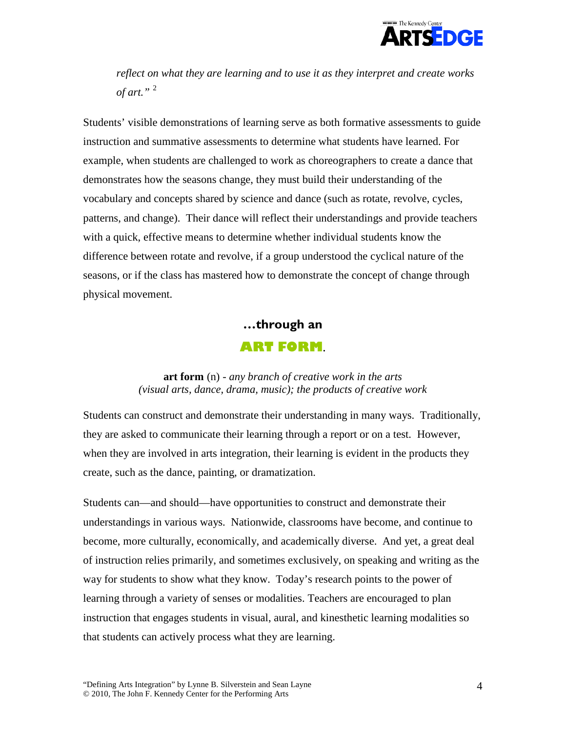*reflect on what they are learning and to use it as they interpret and create works of art."* [2]

Students' visible demonstrations of learning serve as both formative assessments to guide instruction and summative assessments to determine what students have learned. For example, when students are challenged to work as choreographers to create a dance that demonstrates how the seasons change, they must build their understanding of the vocabulary and concepts shared by science and dance (such as rotate, revolve, cycles, patterns, and change). Their dance will reflect their understandings and provide teachers with a quick, effective means to determine whether individual students know the difference between rotate and revolve, if a group understood the cyclical nature of the seasons, or if the class has mastered how to demonstrate the concept of change through physical movement.

## …through an ART FORM.

**art form** (n) - *any branch of creative work in the arts (visual arts, dance, drama, music); the products of creative work*

Students can construct and demonstrate their understanding in many ways. Traditionally, they are asked to communicate their learning through a report or on a test. However, when they are involved in arts integration, their learning is evident in the products they create, such as the dance, painting, or dramatization.

Students can—and should—have opportunities to construct and demonstrate their understandings in various ways. Nationwide, classrooms have become, and continue to become, more culturally, economically, and academically diverse. And yet, a great deal of instruction relies primarily, and sometimes exclusively, on speaking and writing as the way for students to show what they know. Today's research points to the power of learning through a variety of senses or modalities. Teachers are encouraged to plan instruction that engages students in visual, aural, and kinesthetic learning modalities so that students can actively process what they are learning.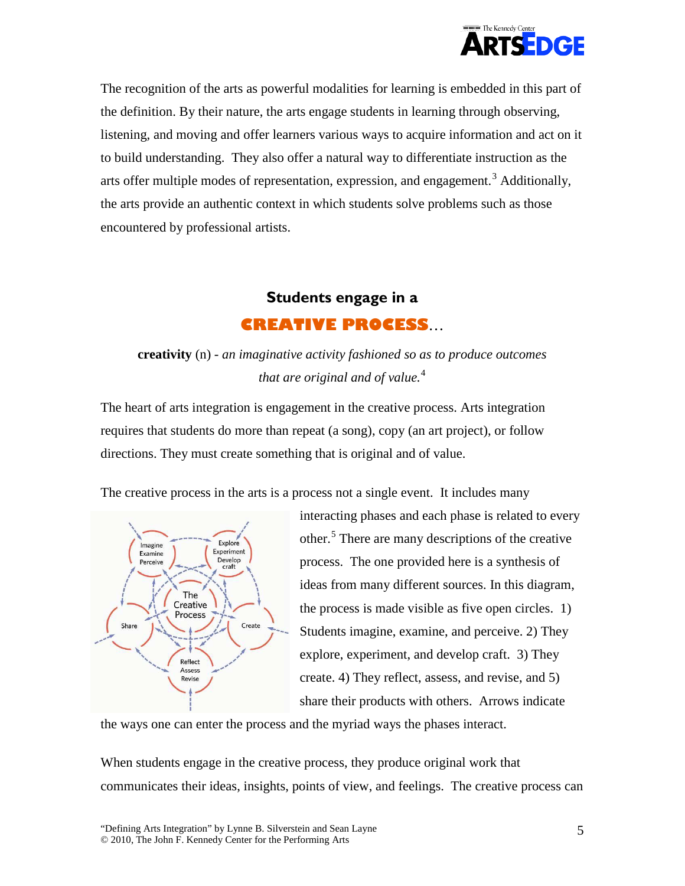The recognition of the arts as powerful modalities for learning is embedded in this part of the definition. By their nature, the arts engage students in learning through observing, listening, and moving and offer learners various ways to acquire information and act on it to build understanding. They also offer a natural way to differentiate instruction as the arts offer multiple modes of representation, expression, and engagement.[3] Additionally, the arts provide an authentic context in which students solve problems such as those encountered by professional artists.

## Students engage in a CREATIVE PROCESS…

**creativity** (n) - *an imaginative activity fashioned so as to produce outcomes that are original and of value.*[4]

The heart of arts integration is engagement in the creative process. Arts integration requires that students do more than repeat (a song), copy (an art project), or follow directions. They must create something that is original and of value.

The creative process in the arts is a process not a single event. It includes many interacting phases and each phase is related to every other.[5] There are many descriptions of the creative process. The one provided here is a synthesis of ideas from many different sources. In this diagram, the process is made visible as five open circles. 1) Students imagine, examine, and perceive. 2) They explore, experiment, and develop craft. 3) They create. 4) They reflect, assess, and revise, and 5) share their products with others. Arrows indicate the ways one can enter the process and the myriad ways the phases interact.

When students engage in the creative process, they produce original work that communicates their ideas, insights, points of view, and feelings. The creative process can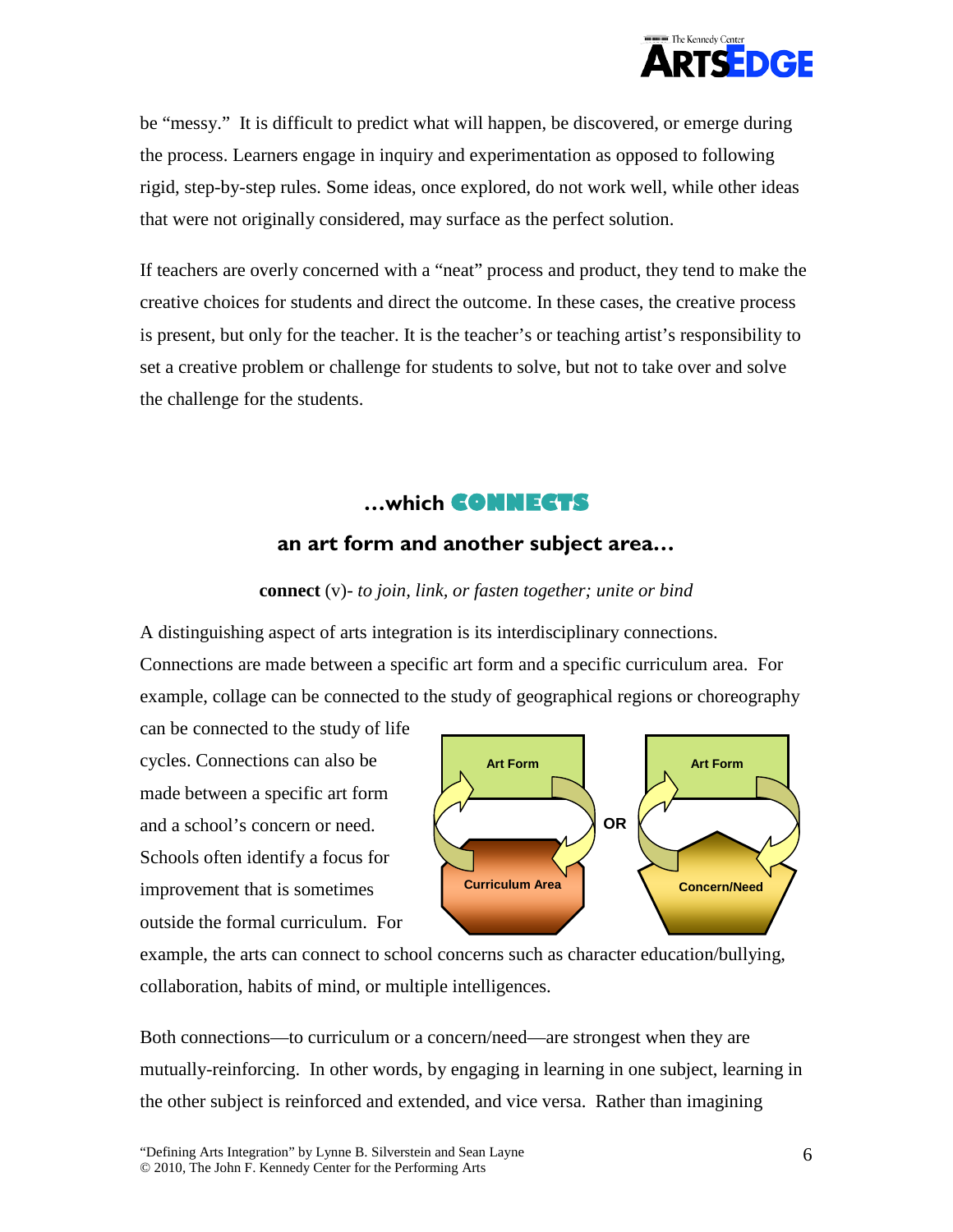be "messy." It is difficult to predict what will happen, be discovered, or emerge during the process. Learners engage in inquiry and experimentation as opposed to following rigid, step-by-step rules. Some ideas, once explored, do not work well, while other ideas that were not originally considered, may surface as the perfect solution.

If teachers are overly concerned with a "neat" process and product, they tend to make the creative choices for students and direct the outcome. In these cases, the creative process is present, but only for the teacher. It is the teacher's or teaching artist's responsibility to set a creative problem or challenge for students to solve, but not to take over and solve the challenge for the students.

## …which CONNECTS

### an art form and another subject area…

**connect** (v)- *to join, link, or fasten together; unite or bind*

A distinguishing aspect of arts integration is its interdisciplinary connections. Connections are made between a specific art form and a specific curriculum area. For example, collage can be connected to the study of geographical regions or choreography can be connected to the study of life cycles. Connections can also be made between a specific art form and a school's concern or need. Schools often identify a focus for improvement that is sometimes outside the formal curriculum. For example, the arts can connect to school concerns such as character education/bullying, collaboration, habits of mind, or multiple intelligences.

Art Form ⟷ Curriculum Area OR Art Form ⟷ Concern/Need

Both connections—to curriculum or a concern/need—are strongest when they are mutually-reinforcing. In other words, by engaging in learning in one subject, learning in the other subject is reinforced and extended, and vice versa. Rather than imagining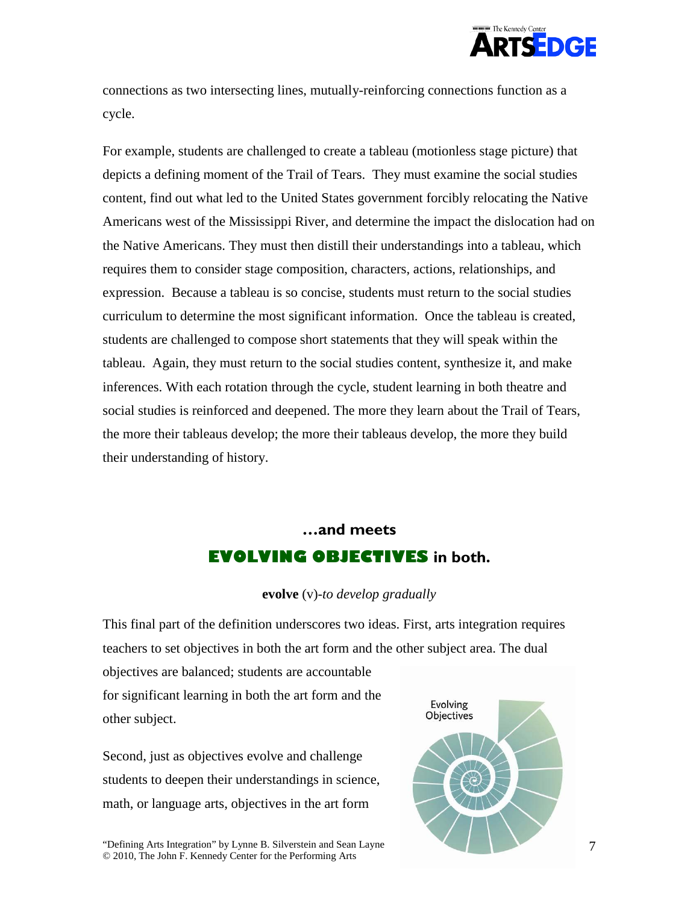connections as two intersecting lines, mutually-reinforcing connections function as a cycle.

For example, students are challenged to create a tableau (motionless stage picture) that depicts a defining moment of the Trail of Tears. They must examine the social studies content, find out what led to the United States government forcibly relocating the Native Americans west of the Mississippi River, and determine the impact the dislocation had on the Native Americans. They must then distill their understandings into a tableau, which requires them to consider stage composition, characters, actions, relationships, and expression. Because a tableau is so concise, students must return to the social studies curriculum to determine the most significant information. Once the tableau is created, students are challenged to compose short statements that they will speak within the tableau. Again, they must return to the social studies content, synthesize it, and make inferences. With each rotation through the cycle, student learning in both theatre and social studies is reinforced and deepened. The more they learn about the Trail of Tears, the more their tableaus develop; the more their tableaus develop, the more they build their understanding of history.

## …and meets
## EVOLVING OBJECTIVES in both.

**evolve** (v)-*to develop gradually*

This final part of the definition underscores two ideas. First, arts integration requires teachers to set objectives in both the art form and the other subject area. The dual objectives are balanced; students are accountable for significant learning in both the art form and the other subject.

Second, just as objectives evolve and challenge students to deepen their understandings in science, math, or language arts, objectives in the art form

Evolving Objectives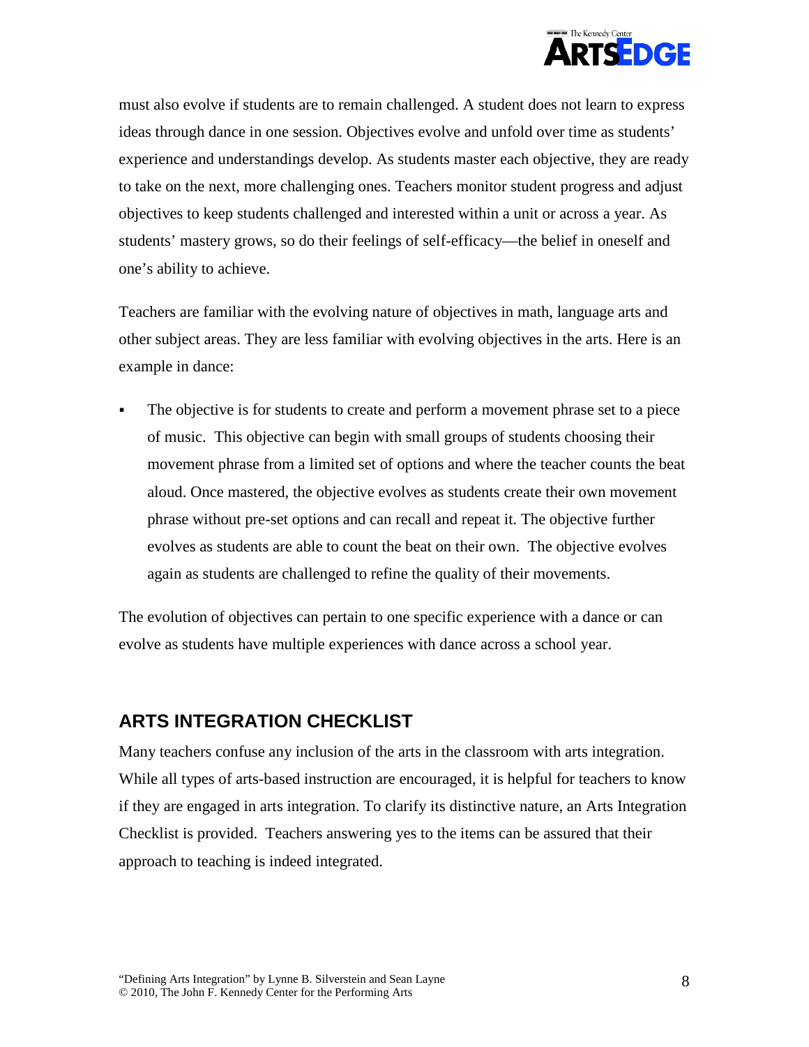must also evolve if students are to remain challenged. A student does not learn to express ideas through dance in one session. Objectives evolve and unfold over time as students' experience and understandings develop. As students master each objective, they are ready to take on the next, more challenging ones. Teachers monitor student progress and adjust objectives to keep students challenged and interested within a unit or across a year. As students' mastery grows, so do their feelings of self-efficacy—the belief in oneself and one's ability to achieve.

Teachers are familiar with the evolving nature of objectives in math, language arts and other subject areas. They are less familiar with evolving objectives in the arts. Here is an example in dance:

- The objective is for students to create and perform a movement phrase set to a piece of music. This objective can begin with small groups of students choosing their movement phrase from a limited set of options and where the teacher counts the beat aloud. Once mastered, the objective evolves as students create their own movement phrase without pre-set options and can recall and repeat it. The objective further evolves as students are able to count the beat on their own. The objective evolves again as students are challenged to refine the quality of their movements.

The evolution of objectives can pertain to one specific experience with a dance or can evolve as students have multiple experiences with dance across a school year.

## ARTS INTEGRATION CHECKLIST

Many teachers confuse any inclusion of the arts in the classroom with arts integration. While all types of arts-based instruction are encouraged, it is helpful for teachers to know if they are engaged in arts integration. To clarify its distinctive nature, an Arts Integration Checklist is provided. Teachers answering yes to the items can be assured that their approach to teaching is indeed integrated.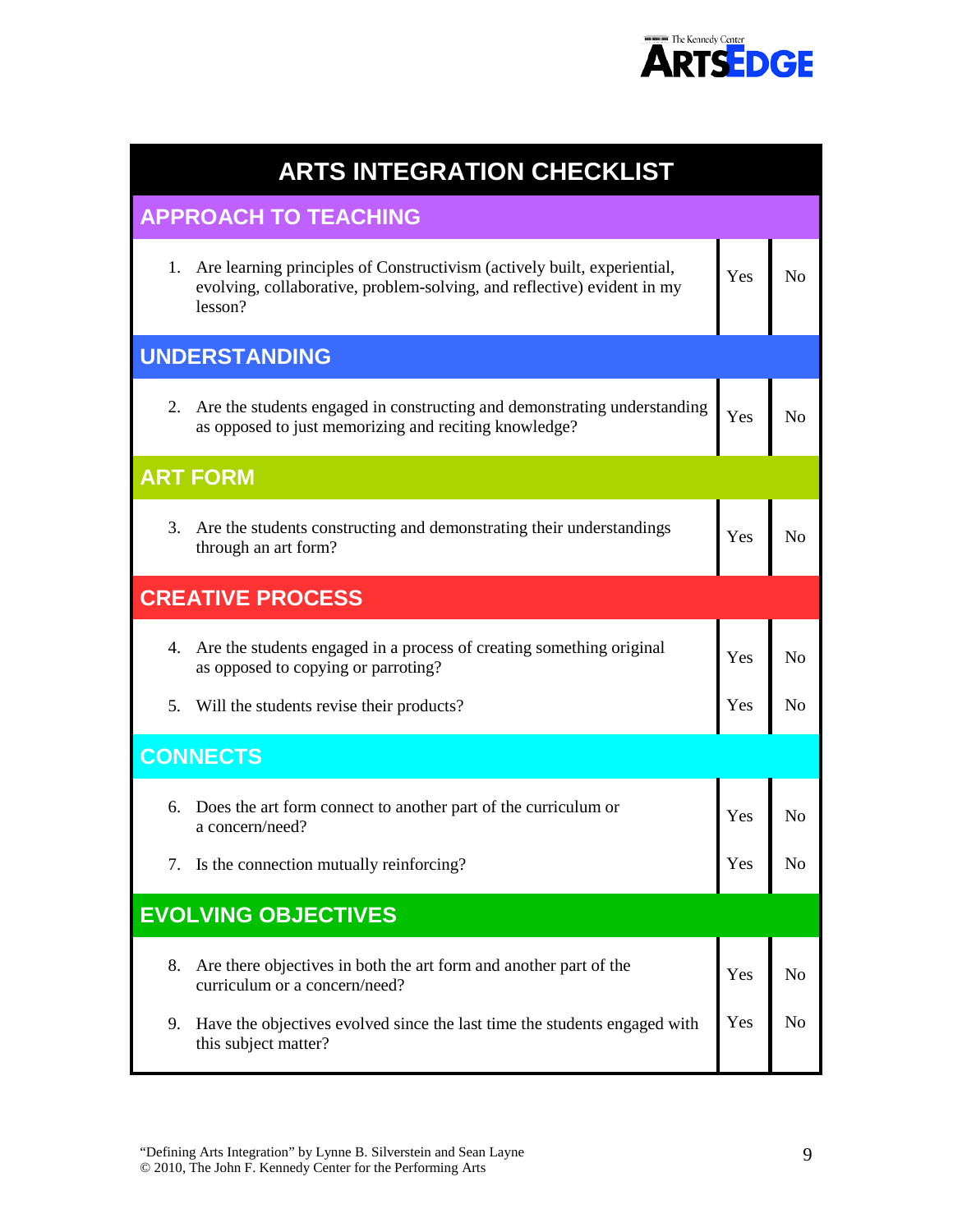# ARTS INTEGRATION CHECKLIST

| ARTS INTEGRATION CHECKLIST | | |
|---|---|---|
| **APPROACH TO TEACHING** | | |
| 1. Are learning principles of Constructivism (actively built, experiential, evolving, collaborative, problem-solving, and reflective) evident in my lesson? | Yes | No |
| **UNDERSTANDING** | | |
| 2. Are the students engaged in constructing and demonstrating understanding as opposed to just memorizing and reciting knowledge? | Yes | No |
| **ART FORM** | | |
| 3. Are the students constructing and demonstrating their understandings through an art form? | Yes | No |
| **CREATIVE PROCESS** | | |
| 4. Are the students engaged in a process of creating something original as opposed to copying or parroting? | Yes | No |
| 5. Will the students revise their products? | Yes | No |
| **CONNECTS** | | |
| 6. Does the art form connect to another part of the curriculum or a concern/need? | Yes | No |
| 7. Is the connection mutually reinforcing? | Yes | No |
| **EVOLVING OBJECTIVES** | | |
| 8. Are there objectives in both the art form and another part of the curriculum or a concern/need? | Yes | No |
| 9. Have the objectives evolved since the last time the students engaged with this subject matter? | Yes | No |

"Defining Arts Integration" by Lynne B. Silverstein and Sean Layne
© 2010, The John F. Kennedy Center for the Performing Arts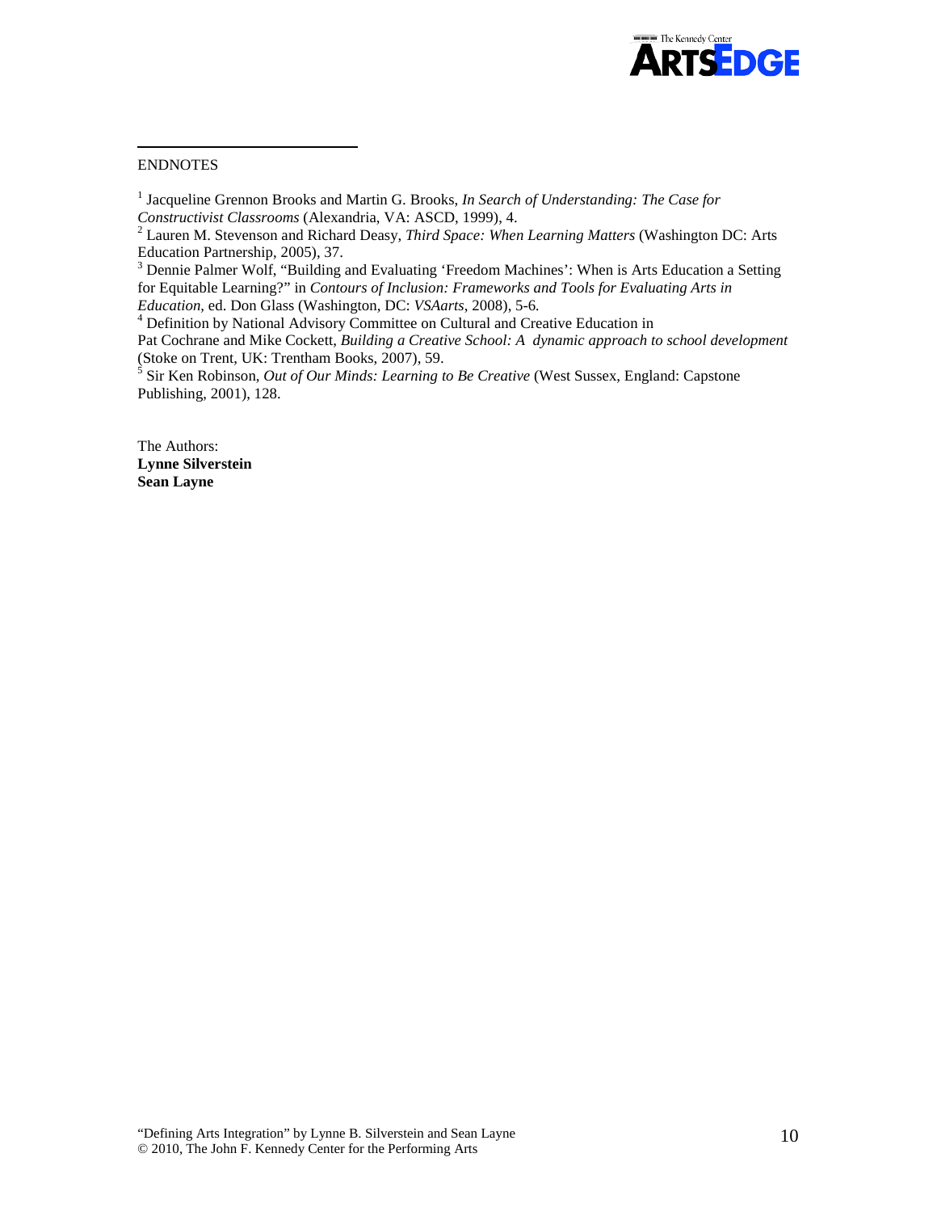ENDNOTES

[1] Jacqueline Grennon Brooks and Martin G. Brooks, *In Search of Understanding: The Case for Constructivist Classrooms* (Alexandria, VA: ASCD, 1999), 4.
[2] Lauren M. Stevenson and Richard Deasy, *Third Space: When Learning Matters* (Washington DC: Arts Education Partnership, 2005), 37.
[3] Dennie Palmer Wolf, "Building and Evaluating 'Freedom Machines': When is Arts Education a Setting for Equitable Learning?" in *Contours of Inclusion: Frameworks and Tools for Evaluating Arts in Education*, ed. Don Glass (Washington, DC: *VSAarts*, 2008), 5-6.
[4] Definition by National Advisory Committee on Cultural and Creative Education in Pat Cochrane and Mike Cockett, *Building a Creative School: A dynamic approach to school development* (Stoke on Trent, UK: Trentham Books, 2007), 59.
[5] Sir Ken Robinson, *Out of Our Minds: Learning to Be Creative* (West Sussex, England: Capstone Publishing, 2001), 128.

The Authors:
**Lynne Silverstein**
**Sean Layne**